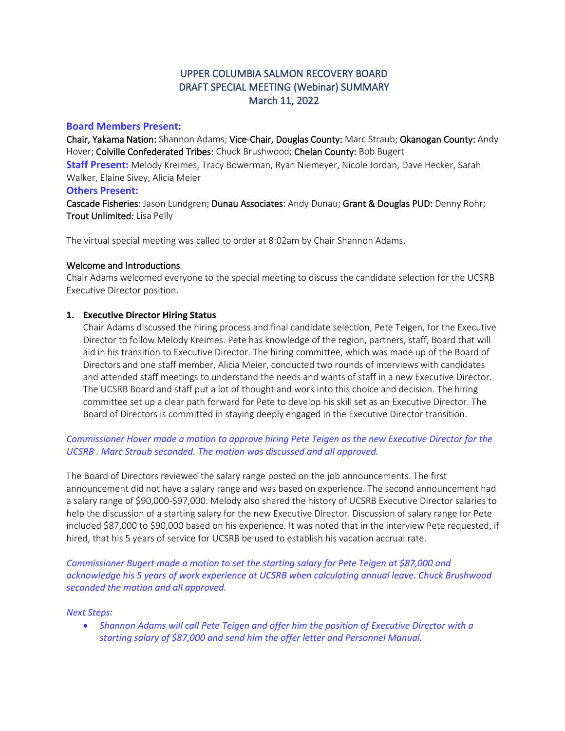# UPPER COLUMBIA SALMON RECOVERY BOARD
# DRAFT SPECIAL MEETING (Webinar) SUMMARY
# March 11, 2022

**Board Members Present:**

Chair, Yakama Nation: Shannon Adams; Vice-Chair, Douglas County: Marc Straub; Okanogan County: Andy Hover; Colville Confederated Tribes: Chuck Brushwood; Chelan County: Bob Bugert

**Staff Present:** Melody Kreimes, Tracy Bowerman, Ryan Niemeyer, Nicole Jordan, Dave Hecker, Sarah Walker, Elaine Sivey, Alicia Meier

**Others Present:**

Cascade Fisheries: Jason Lundgren; Dunau Associates: Andy Dunau; Grant & Douglas PUD: Denny Rohr; Trout Unlimited: Lisa Pelly

The virtual special meeting was called to order at 8:02am by Chair Shannon Adams.

## Welcome and Introductions

Chair Adams welcomed everyone to the special meeting to discuss the candidate selection for the UCSRB Executive Director position.

## 1. Executive Director Hiring Status

Chair Adams discussed the hiring process and final candidate selection, Pete Teigen, for the Executive Director to follow Melody Kreimes. Pete has knowledge of the region, partners, staff, Board that will aid in his transition to Executive Director. The hiring committee, which was made up of the Board of Directors and one staff member, Alicia Meier, conducted two rounds of interviews with candidates and attended staff meetings to understand the needs and wants of staff in a new Executive Director. The UCSRB Board and staff put a lot of thought and work into this choice and decision. The hiring committee set up a clear path forward for Pete to develop his skill set as an Executive Director. The Board of Directors is committed in staying deeply engaged in the Executive Director transition.

*Commissioner Hover made a motion to approve hiring Pete Teigen as the new Executive Director for the UCSRB . Marc Straub seconded. The motion was discussed and all approved.*

The Board of Directors reviewed the salary range posted on the job announcements. The first announcement did not have a salary range and was based on experience. The second announcement had a salary range of $90,000-$97,000. Melody also shared the history of UCSRB Executive Director salaries to help the discussion of a starting salary for the new Executive Director. Discussion of salary range for Pete included $87,000 to $90,000 based on his experience. It was noted that in the interview Pete requested, if hired, that his 5 years of service for UCSRB be used to establish his vacation accrual rate.

*Commissioner Bugert made a motion to set the starting salary for Pete Teigen at $87,000 and acknowledge his 5 years of work experience at UCSRB when calculating annual leave. Chuck Brushwood seconded the motion and all approved.*

*Next Steps:*

- *Shannon Adams will call Pete Teigen and offer him the position of Executive Director with a starting salary of $87,000 and send him the offer letter and Personnel Manual.*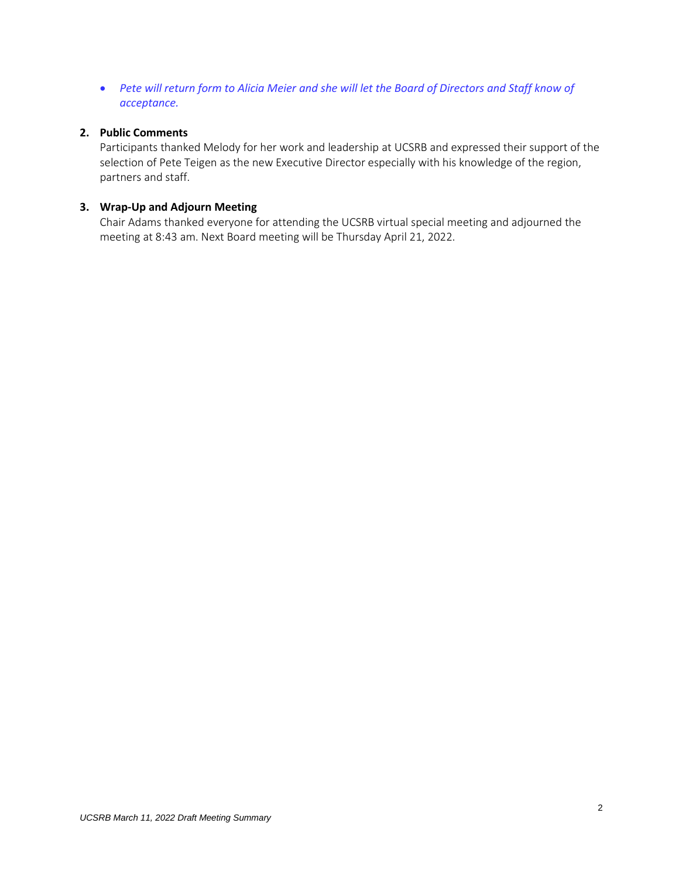- *Pete will return form to Alicia Meier and she will let the Board of Directors and Staff know of acceptance.*

2. **Public Comments**
   Participants thanked Melody for her work and leadership at UCSRB and expressed their support of the selection of Pete Teigen as the new Executive Director especially with his knowledge of the region, partners and staff.

3. **Wrap-Up and Adjourn Meeting**
   Chair Adams thanked everyone for attending the UCSRB virtual special meeting and adjourned the meeting at 8:43 am. Next Board meeting will be Thursday April 21, 2022.